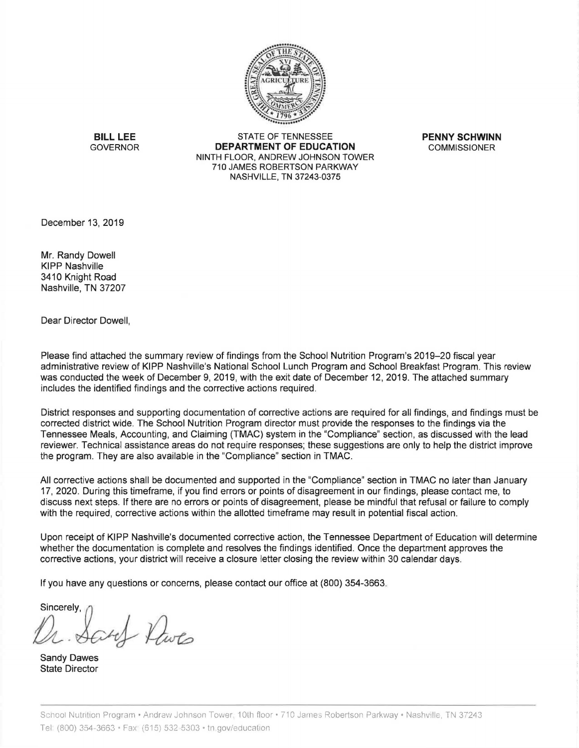**BILL LEE**
GOVERNOR

STATE OF TENNESSEE
**DEPARTMENT OF EDUCATION**
NINTH FLOOR, ANDREW JOHNSON TOWER
710 JAMES ROBERTSON PARKWAY
NASHVILLE, TN 37243-0375

**PENNY SCHWINN**
COMMISSIONER

December 13, 2019

Mr. Randy Dowell
KIPP Nashville
3410 Knight Road
Nashville, TN 37207

Dear Director Dowell,

Please find attached the summary review of findings from the School Nutrition Program's 2019–20 fiscal year administrative review of KIPP Nashville's National School Lunch Program and School Breakfast Program. This review was conducted the week of December 9, 2019, with the exit date of December 12, 2019. The attached summary includes the identified findings and the corrective actions required.

District responses and supporting documentation of corrective actions are required for all findings, and findings must be corrected district wide. The School Nutrition Program director must provide the responses to the findings via the Tennessee Meals, Accounting, and Claiming (TMAC) system in the "Compliance" section, as discussed with the lead reviewer. Technical assistance areas do not require responses; these suggestions are only to help the district improve the program. They are also available in the "Compliance" section in TMAC.

All corrective actions shall be documented and supported in the "Compliance" section in TMAC no later than January 17, 2020. During this timeframe, if you find errors or points of disagreement in our findings, please contact me, to discuss next steps. If there are no errors or points of disagreement, please be mindful that refusal or failure to comply with the required, corrective actions within the allotted timeframe may result in potential fiscal action.

Upon receipt of KIPP Nashville's documented corrective action, the Tennessee Department of Education will determine whether the documentation is complete and resolves the findings identified. Once the department approves the corrective actions, your district will receive a closure letter closing the review within 30 calendar days.

If you have any questions or concerns, please contact our office at (800) 354-3663.

Sincerely,

Dr. Sandy Dawes

Sandy Dawes
State Director

School Nutrition Program • Andrew Johnson Tower, 10th floor • 710 James Robertson Parkway • Nashville, TN 37243
Tel: (800) 354-3663 • Fax: (615) 532-5303 • tn.gov/education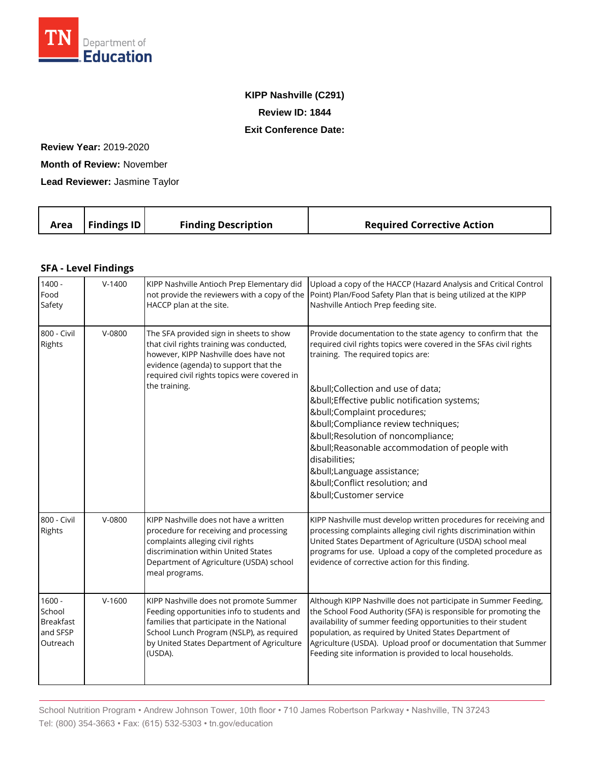**KIPP Nashville (C291)**

**Review ID: 1844**

**Exit Conference Date:**

**Review Year:** 2019-2020

**Month of Review:** November

**Lead Reviewer:** Jasmine Taylor

| Area | Findings ID | Finding Description | Required Corrective Action |
|---|---|---|---|

### SFA - Level Findings

| Area | Findings ID | Finding Description | Required Corrective Action |
|---|---|---|---|
| 1400 - Food Safety | V-1400 | KIPP Nashville Antioch Prep Elementary did not provide the reviewers with a copy of the HACCP plan at the site. | Upload a copy of the HACCP (Hazard Analysis and Critical Control Point) Plan/Food Safety Plan that is being utilized at the KIPP Nashville Antioch Prep feeding site. |
| 800 - Civil Rights | V-0800 | The SFA provided sign in sheets to show that civil rights training was conducted, however, KIPP Nashville does have not evidence (agenda) to support that the required civil rights topics were covered in the training. | Provide documentation to the state agency to confirm that the required civil rights topics were covered in the SFAs civil rights training. The required topics are:<br><br>&bull;Collection and use of data;<br>&bull;Effective public notification systems;<br>&bull;Complaint procedures;<br>&bull;Compliance review techniques;<br>&bull;Resolution of noncompliance;<br>&bull;Reasonable accommodation of people with disabilities;<br>&bull;Language assistance;<br>&bull;Conflict resolution; and<br>&bull;Customer service |
| 800 - Civil Rights | V-0800 | KIPP Nashville does not have a written procedure for receiving and processing complaints alleging civil rights discrimination within United States Department of Agriculture (USDA) school meal programs. | KIPP Nashville must develop written procedures for receiving and processing complaints alleging civil rights discrimination within United States Department of Agriculture (USDA) school meal programs for use. Upload a copy of the completed procedure as evidence of corrective action for this finding. |
| 1600 - School Breakfast and SFSP Outreach | V-1600 | KIPP Nashville does not promote Summer Feeding opportunities info to students and families that participate in the National School Lunch Program (NSLP), as required by United States Department of Agriculture (USDA). | Although KIPP Nashville does not participate in Summer Feeding, the School Food Authority (SFA) is responsible for promoting the availability of summer feeding opportunities to their student population, as required by United States Department of Agriculture (USDA). Upload proof or documentation that Summer Feeding site information is provided to local households. |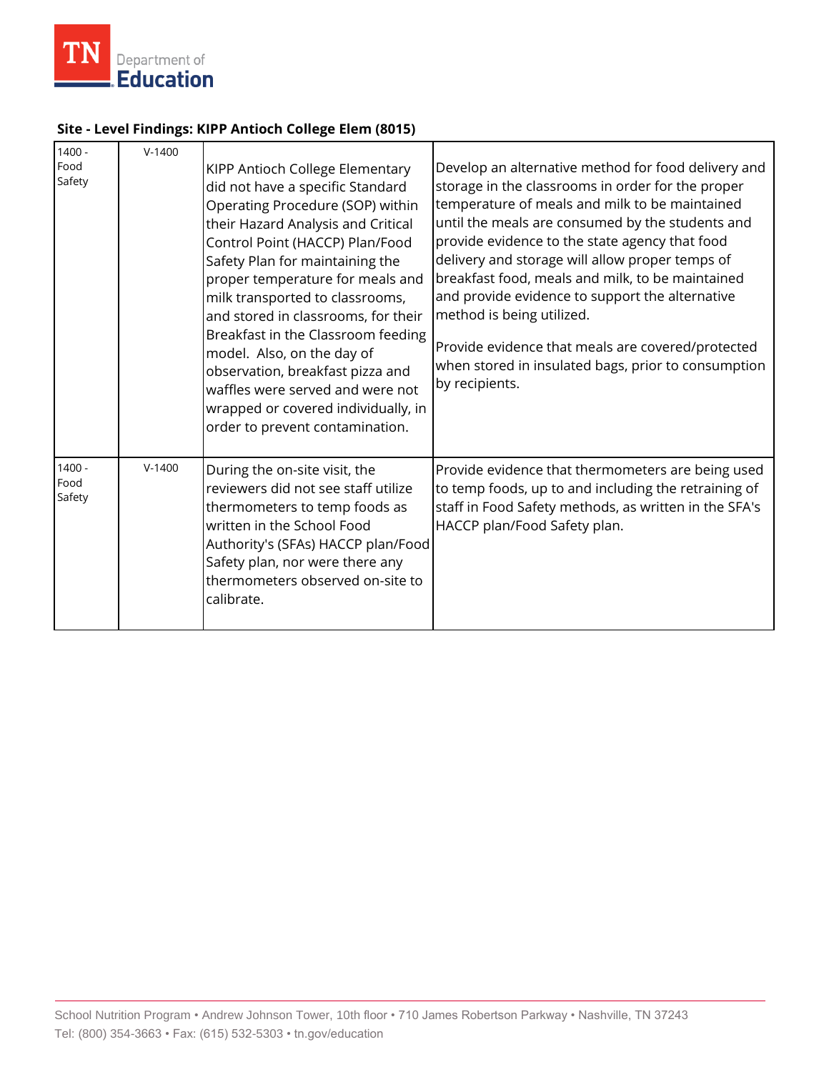**Site - Level Findings: KIPP Antioch College Elem (8015)**

| | | | |
|---|---|---|---|
| 1400 - Food Safety | V-1400 | KIPP Antioch College Elementary did not have a specific Standard Operating Procedure (SOP) within their Hazard Analysis and Critical Control Point (HACCP) Plan/Food Safety Plan for maintaining the proper temperature for meals and milk transported to classrooms, and stored in classrooms, for their Breakfast in the Classroom feeding model. Also, on the day of observation, breakfast pizza and waffles were served and were not wrapped or covered individually, in order to prevent contamination. | Develop an alternative method for food delivery and storage in the classrooms in order for the proper temperature of meals and milk to be maintained until the meals are consumed by the students and provide evidence to the state agency that food delivery and storage will allow proper temps of breakfast food, meals and milk, to be maintained and provide evidence to support the alternative method is being utilized.<br><br>Provide evidence that meals are covered/protected when stored in insulated bags, prior to consumption by recipients. |
| 1400 - Food Safety | V-1400 | During the on-site visit, the reviewers did not see staff utilize thermometers to temp foods as written in the School Food Authority's (SFAs) HACCP plan/Food Safety plan, nor were there any thermometers observed on-site to calibrate. | Provide evidence that thermometers are being used to temp foods, up to and including the retraining of staff in Food Safety methods, as written in the SFA's HACCP plan/Food Safety plan. |